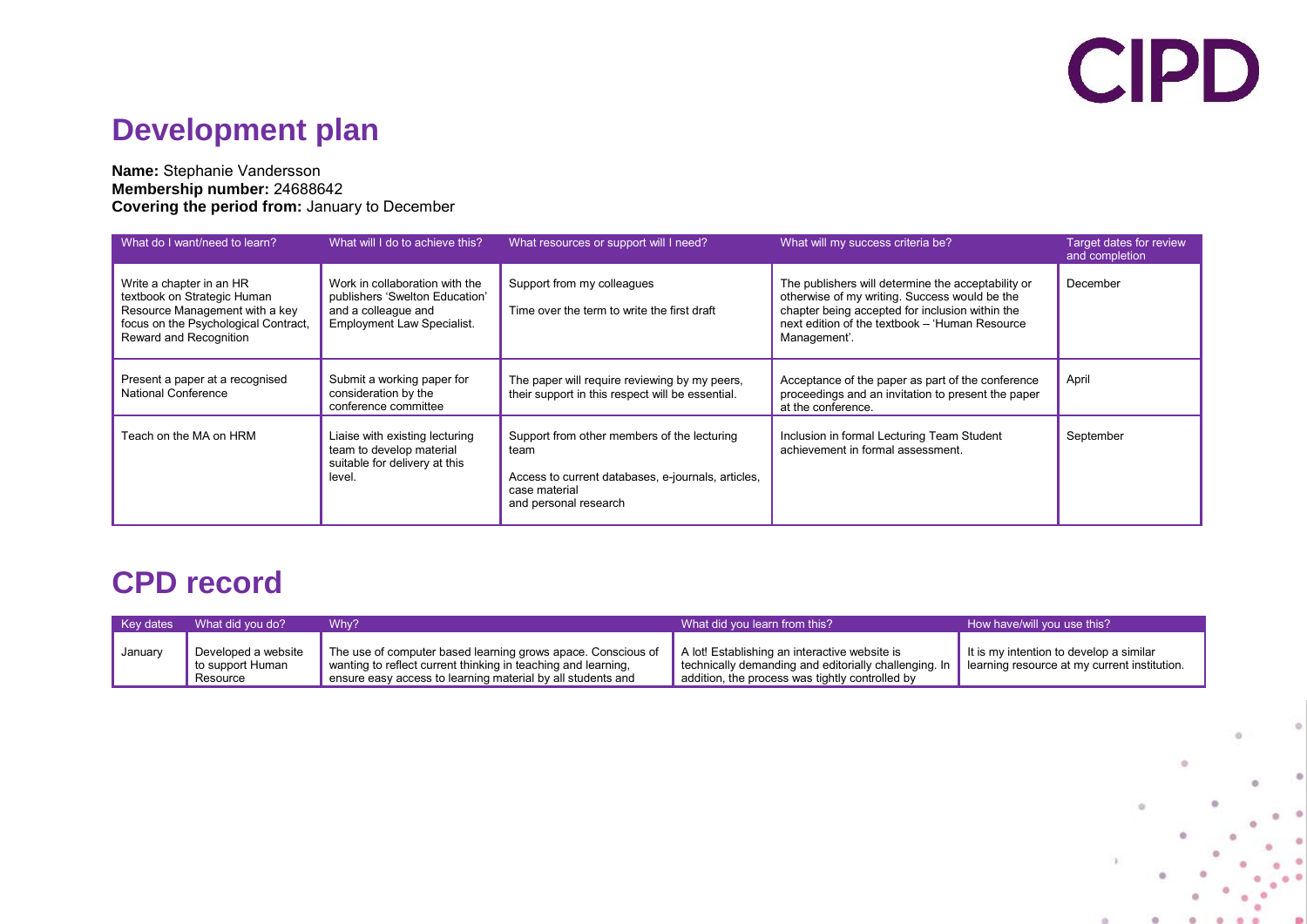# Development plan

**Name:** Stephanie Vandersson
**Membership number:** 24688642
**Covering the period from:** January to December

| What do I want/need to learn? | What will I do to achieve this? | What resources or support will I need? | What will my success criteria be? | Target dates for review and completion |
|---|---|---|---|---|
| Write a chapter in an HR textbook on Strategic Human Resource Management with a key focus on the Psychological Contract, Reward and Recognition | Work in collaboration with the publishers 'Swelton Education' and a colleague and Employment Law Specialist. | Support from my colleagues<br><br>Time over the term to write the first draft | The publishers will determine the acceptability or otherwise of my writing. Success would be the chapter being accepted for inclusion within the next edition of the textbook – 'Human Resource Management'. | December |
| Present a paper at a recognised National Conference | Submit a working paper for consideration by the conference committee | The paper will require reviewing by my peers, their support in this respect will be essential. | Acceptance of the paper as part of the conference proceedings and an invitation to present the paper at the conference. | April |
| Teach on the MA on HRM | Liaise with existing lecturing team to develop material suitable for delivery at this level. | Support from other members of the lecturing team<br><br>Access to current databases, e-journals, articles, case material and personal research | Inclusion in formal Lecturing Team Student achievement in formal assessment. | September |

# CPD record

| Key dates | What did you do? | Why? | What did you learn from this? | How have/will you use this? |
|---|---|---|---|---|
| January | Developed a website to support Human Resource | The use of computer based learning grows apace. Conscious of wanting to reflect current thinking in teaching and learning, ensure easy access to learning material by all students and | A lot! Establishing an interactive website is technically demanding and editorially challenging. In addition, the process was tightly controlled by | It is my intention to develop a similar learning resource at my current institution. |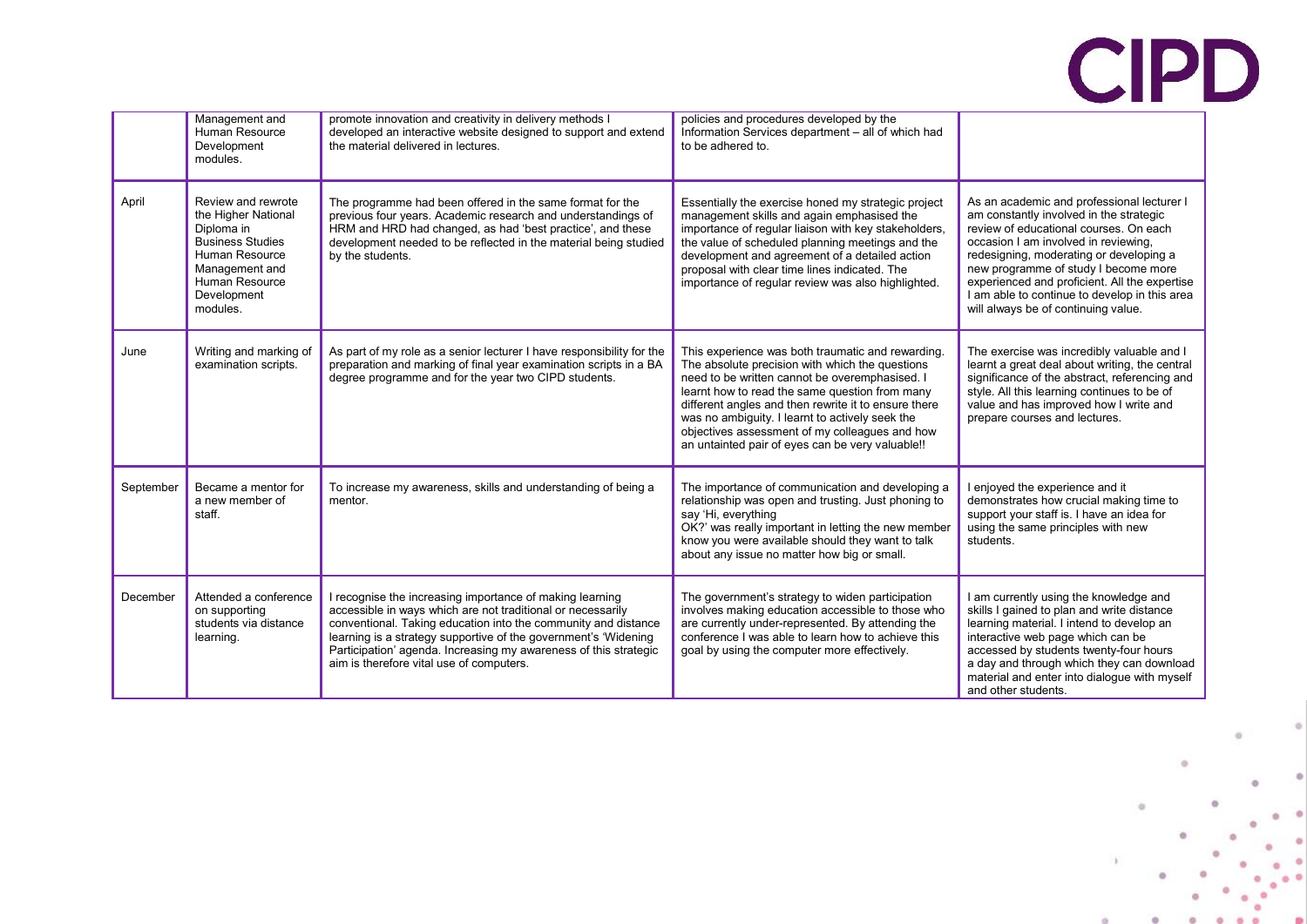| | | | | |
|---|---|---|---|---|
| | Management and Human Resource Development modules. | promote innovation and creativity in delivery methods I developed an interactive website designed to support and extend the material delivered in lectures. | policies and procedures developed by the Information Services department – all of which had to be adhered to. | |
| April | Review and rewrote the Higher National Diploma in Business Studies Human Resource Management and Human Resource Development modules. | The programme had been offered in the same format for the previous four years. Academic research and understandings of HRM and HRD had changed, as had 'best practice', and these development needed to be reflected in the material being studied by the students. | Essentially the exercise honed my strategic project management skills and again emphasised the importance of regular liaison with key stakeholders, the value of scheduled planning meetings and the development and agreement of a detailed action proposal with clear time lines indicated. The importance of regular review was also highlighted. | As an academic and professional lecturer I am constantly involved in the strategic review of educational courses. On each occasion I am involved in reviewing, redesigning, moderating or developing a new programme of study I become more experienced and proficient. All the expertise I am able to continue to develop in this area will always be of continuing value. |
| June | Writing and marking of examination scripts. | As part of my role as a senior lecturer I have responsibility for the preparation and marking of final year examination scripts in a BA degree programme and for the year two CIPD students. | This experience was both traumatic and rewarding. The absolute precision with which the questions need to be written cannot be overemphasised. I learnt how to read the same question from many different angles and then rewrite it to ensure there was no ambiguity. I learnt to actively seek the objectives assessment of my colleagues and how an untainted pair of eyes can be very valuable!! | The exercise was incredibly valuable and I learnt a great deal about writing, the central significance of the abstract, referencing and style. All this learning continues to be of value and has improved how I write and prepare courses and lectures. |
| September | Became a mentor for a new member of staff. | To increase my awareness, skills and understanding of being a mentor. | The importance of communication and developing a relationship was open and trusting. Just phoning to say 'Hi, everything OK?' was really important in letting the new member know you were available should they want to talk about any issue no matter how big or small. | I enjoyed the experience and it demonstrates how crucial making time to support your staff is. I have an idea for using the same principles with new students. |
| December | Attended a conference on supporting students via distance learning. | I recognise the increasing importance of making learning accessible in ways which are not traditional or necessarily conventional. Taking education into the community and distance learning is a strategy supportive of the government's 'Widening Participation' agenda. Increasing my awareness of this strategic aim is therefore vital use of computers. | The government's strategy to widen participation involves making education accessible to those who are currently under-represented. By attending the conference I was able to learn how to achieve this goal by using the computer more effectively. | I am currently using the knowledge and skills I gained to plan and write distance learning material. I intend to develop an interactive web page which can be accessed by students twenty-four hours a day and through which they can download material and enter into dialogue with myself and other students. |